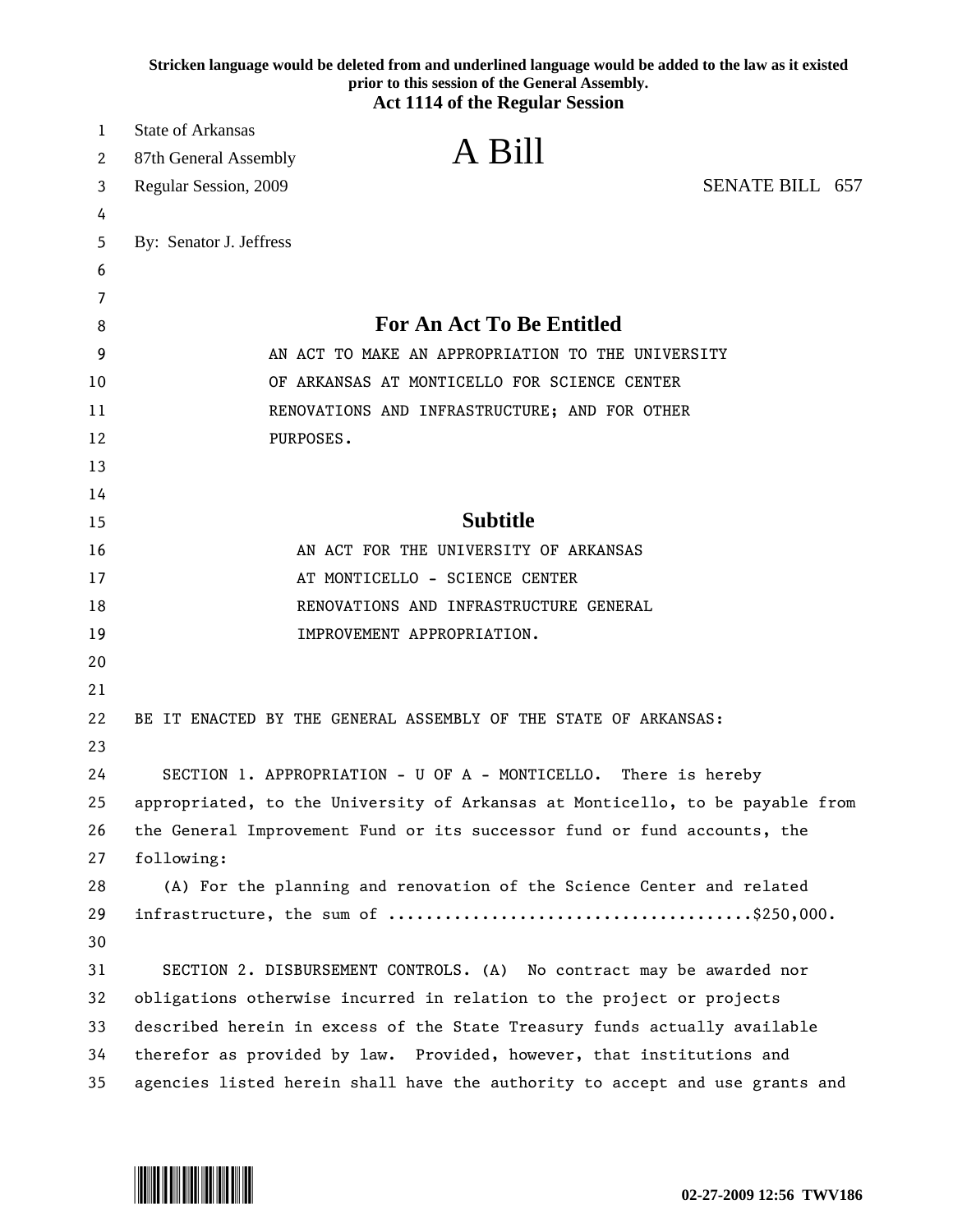**Stricken language would be deleted from and underlined language would be added to the law as it existed prior to this session of the General Assembly.**
**Act 1114 of the Regular Session**

State of Arkansas
87th General Assembly
Regular Session, 2009

# A Bill

SENATE BILL 657

By: Senator J. Jeffress

## For An Act To Be Entitled

AN ACT TO MAKE AN APPROPRIATION TO THE UNIVERSITY OF ARKANSAS AT MONTICELLO FOR SCIENCE CENTER RENOVATIONS AND INFRASTRUCTURE; AND FOR OTHER PURPOSES.

## Subtitle

AN ACT FOR THE UNIVERSITY OF ARKANSAS AT MONTICELLO - SCIENCE CENTER RENOVATIONS AND INFRASTRUCTURE GENERAL IMPROVEMENT APPROPRIATION.

BE IT ENACTED BY THE GENERAL ASSEMBLY OF THE STATE OF ARKANSAS:

SECTION 1. APPROPRIATION - U OF A - MONTICELLO. There is hereby appropriated, to the University of Arkansas at Monticello, to be payable from the General Improvement Fund or its successor fund or fund accounts, the following:

(A) For the planning and renovation of the Science Center and related infrastructure, the sum of ......................................$250,000.

SECTION 2. DISBURSEMENT CONTROLS. (A) No contract may be awarded nor obligations otherwise incurred in relation to the project or projects described herein in excess of the State Treasury funds actually available therefor as provided by law. Provided, however, that institutions and agencies listed herein shall have the authority to accept and use grants and

02-27-2009 12:56 TWV186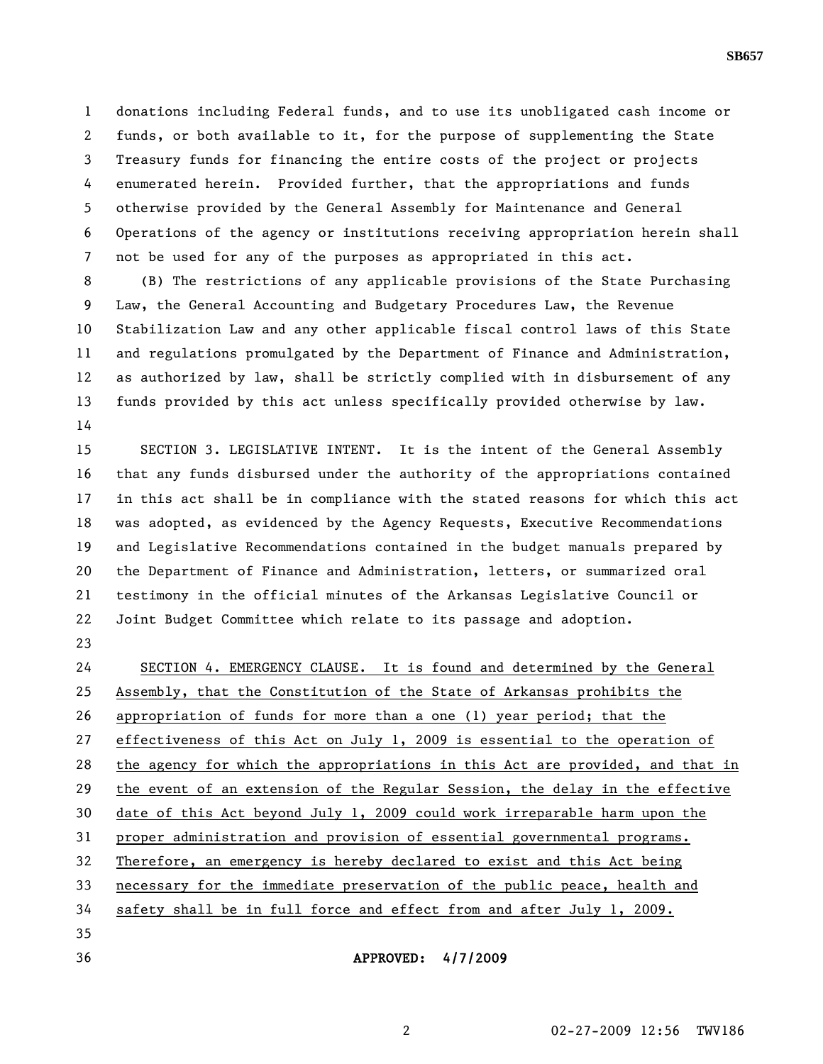donations including Federal funds, and to use its unobligated cash income or funds, or both available to it, for the purpose of supplementing the State Treasury funds for financing the entire costs of the project or projects enumerated herein. Provided further, that the appropriations and funds otherwise provided by the General Assembly for Maintenance and General Operations of the agency or institutions receiving appropriation herein shall not be used for any of the purposes as appropriated in this act.

(B) The restrictions of any applicable provisions of the State Purchasing Law, the General Accounting and Budgetary Procedures Law, the Revenue Stabilization Law and any other applicable fiscal control laws of this State and regulations promulgated by the Department of Finance and Administration, as authorized by law, shall be strictly complied with in disbursement of any funds provided by this act unless specifically provided otherwise by law.

SECTION 3. LEGISLATIVE INTENT. It is the intent of the General Assembly that any funds disbursed under the authority of the appropriations contained in this act shall be in compliance with the stated reasons for which this act was adopted, as evidenced by the Agency Requests, Executive Recommendations and Legislative Recommendations contained in the budget manuals prepared by the Department of Finance and Administration, letters, or summarized oral testimony in the official minutes of the Arkansas Legislative Council or Joint Budget Committee which relate to its passage and adoption.

SECTION 4. EMERGENCY CLAUSE. It is found and determined by the General Assembly, that the Constitution of the State of Arkansas prohibits the appropriation of funds for more than a one (1) year period; that the effectiveness of this Act on July 1, 2009 is essential to the operation of the agency for which the appropriations in this Act are provided, and that in the event of an extension of the Regular Session, the delay in the effective date of this Act beyond July 1, 2009 could work irreparable harm upon the proper administration and provision of essential governmental programs. Therefore, an emergency is hereby declared to exist and this Act being necessary for the immediate preservation of the public peace, health and safety shall be in full force and effect from and after July 1, 2009.

**APPROVED: 4/7/2009**